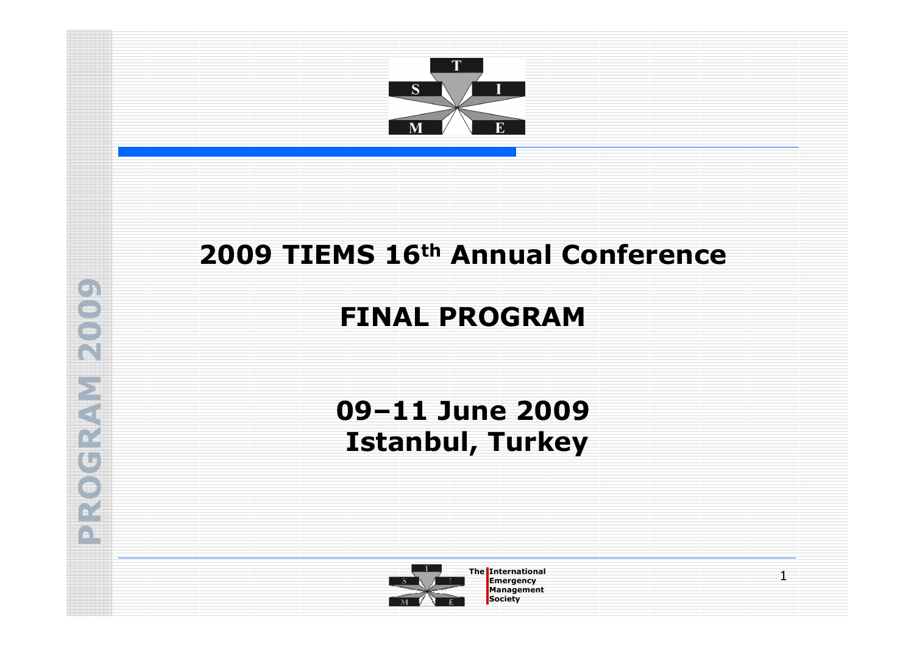# 2009 TIEMS 16th Annual Conference

# FINAL PROGRAM

## 09–11 June 2009
## Istanbul, Turkey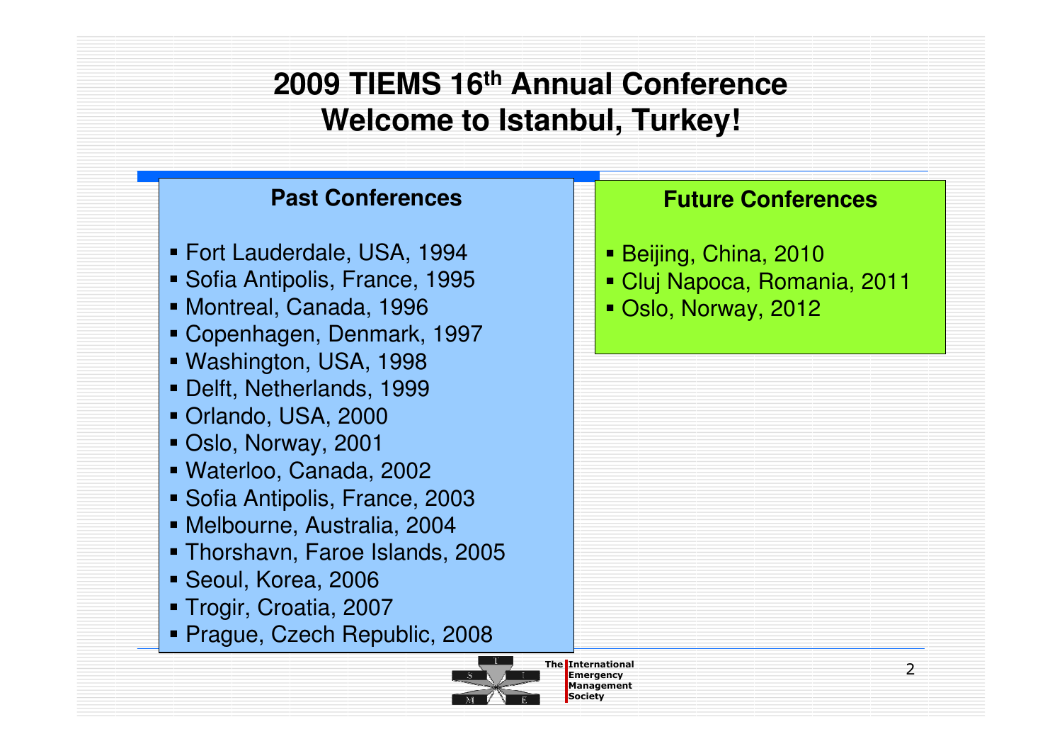# 2009 TIEMS 16th Annual Conference
# Welcome to Istanbul, Turkey!

## Past Conferences

- Fort Lauderdale, USA, 1994
- Sofia Antipolis, France, 1995
- Montreal, Canada, 1996
- Copenhagen, Denmark, 1997
- Washington, USA, 1998
- Delft, Netherlands, 1999
- Orlando, USA, 2000
- Oslo, Norway, 2001
- Waterloo, Canada, 2002
- Sofia Antipolis, France, 2003
- Melbourne, Australia, 2004
- Thorshavn, Faroe Islands, 2005
- Seoul, Korea, 2006
- Trogir, Croatia, 2007
- Prague, Czech Republic, 2008

## Future Conferences

- Beijing, China, 2010
- Cluj Napoca, Romania, 2011
- Oslo, Norway, 2012

The International Emergency Management Society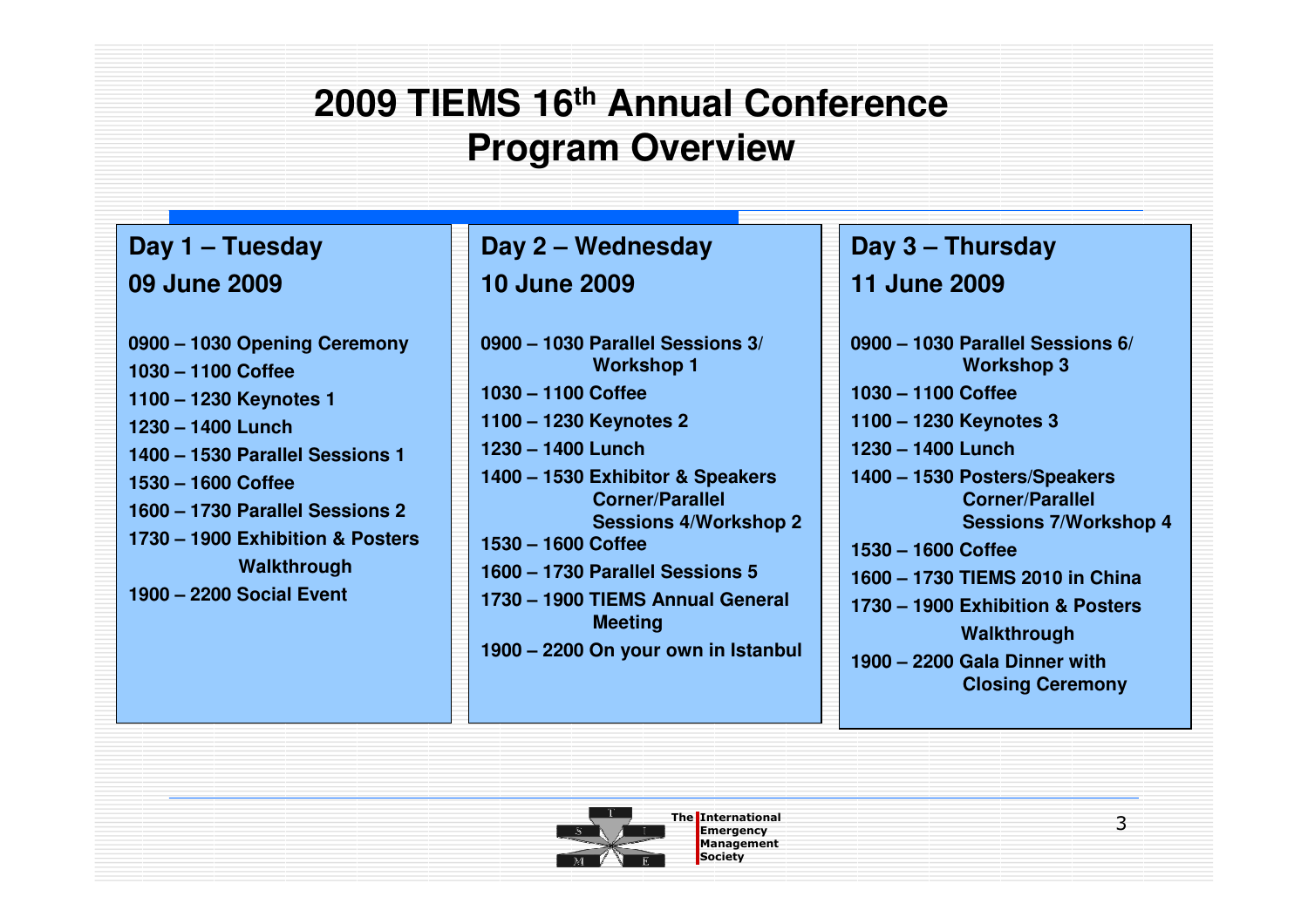# 2009 TIEMS 16th Annual Conference Program Overview

## Day 1 – Tuesday 09 June 2009

**0900 – 1030 Opening Ceremony**
**1030 – 1100 Coffee**
**1100 – 1230 Keynotes 1**
**1230 – 1400 Lunch**
**1400 – 1530 Parallel Sessions 1**
**1530 – 1600 Coffee**
**1600 – 1730 Parallel Sessions 2**
**1730 – 1900 Exhibition & Posters Walkthrough**
**1900 – 2200 Social Event**

## Day 2 – Wednesday 10 June 2009

**0900 – 1030 Parallel Sessions 3/ Workshop 1**
**1030 – 1100 Coffee**
**1100 – 1230 Keynotes 2**
**1230 – 1400 Lunch**
**1400 – 1530 Exhibitor & Speakers Corner/Parallel Sessions 4/Workshop 2**
**1530 – 1600 Coffee**
**1600 – 1730 Parallel Sessions 5**
**1730 – 1900 TIEMS Annual General Meeting**
**1900 – 2200 On your own in Istanbul**

## Day 3 – Thursday 11 June 2009

**0900 – 1030 Parallel Sessions 6/ Workshop 3**
**1030 – 1100 Coffee**
**1100 – 1230 Keynotes 3**
**1230 – 1400 Lunch**
**1400 – 1530 Posters/Speakers Corner/Parallel Sessions 7/Workshop 4**
**1530 – 1600 Coffee**
**1600 – 1730 TIEMS 2010 in China**
**1730 – 1900 Exhibition & Posters Walkthrough**
**1900 – 2200 Gala Dinner with Closing Ceremony**

The International Emergency Management Society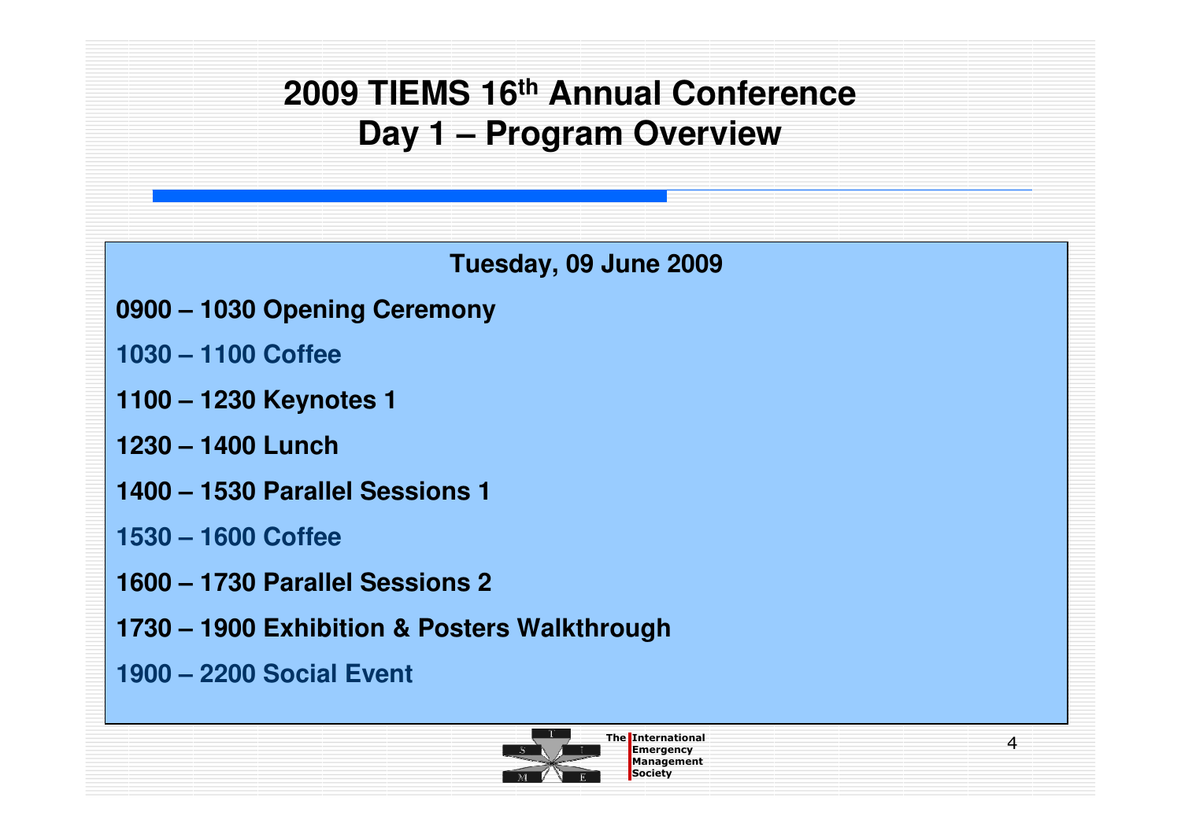# 2009 TIEMS 16th Annual Conference
# Day 1 – Program Overview

**Tuesday, 09 June 2009**

**0900 – 1030 Opening Ceremony**

**1030 – 1100 Coffee**

**1100 – 1230 Keynotes 1**

**1230 – 1400 Lunch**

**1400 – 1530 Parallel Sessions 1**

**1530 – 1600 Coffee**

**1600 – 1730 Parallel Sessions 2**

**1730 – 1900 Exhibition & Posters Walkthrough**

**1900 – 2200 Social Event**

The International Emergency Management Society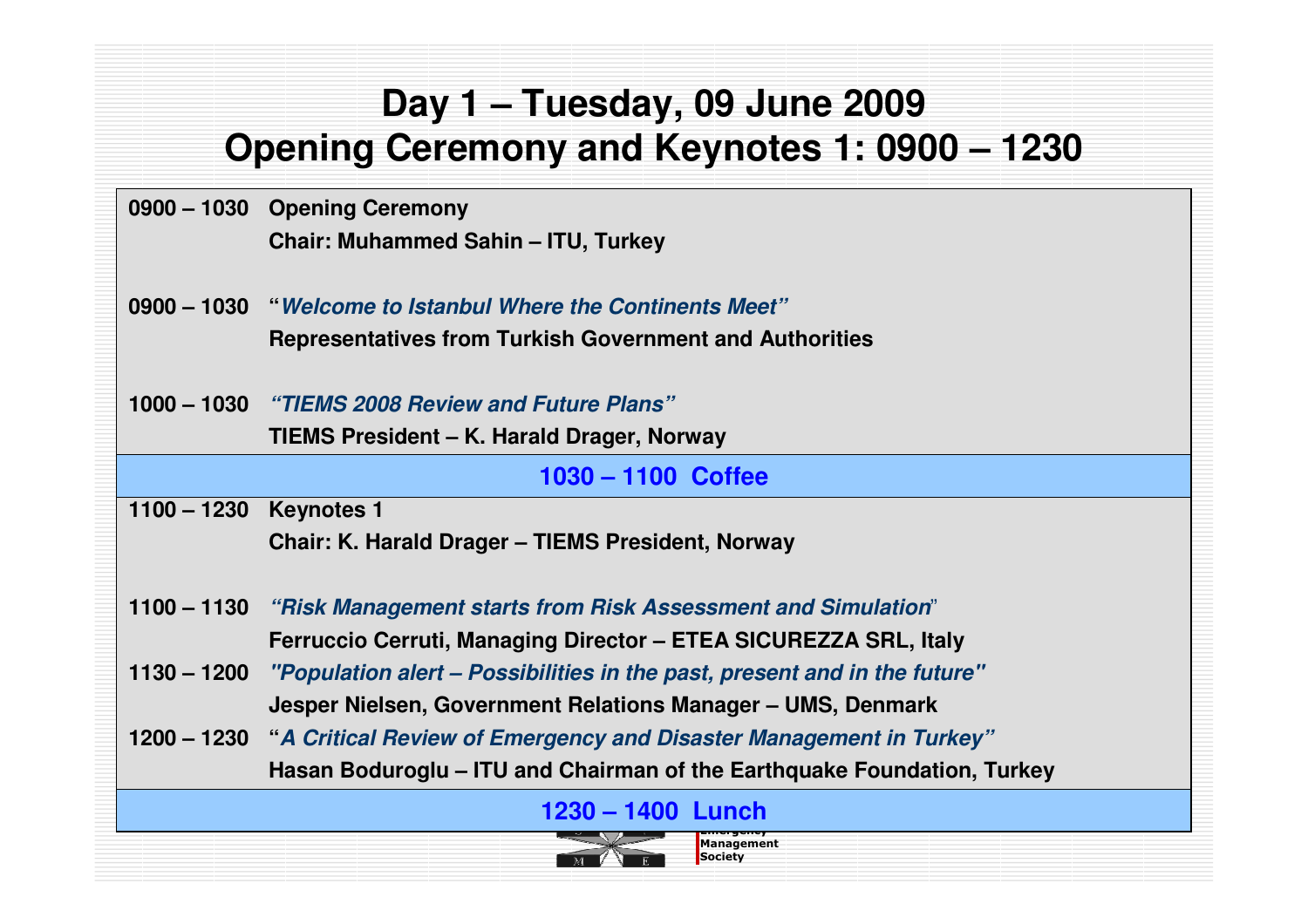# Day 1 – Tuesday, 09 June 2009
# Opening Ceremony and Keynotes 1: 0900 – 1230

**0900 – 1030** **Opening Ceremony**
**Chair: Muhammed Sahin – ITU, Turkey**

**0900 – 1030** **"*Welcome to Istanbul Where the Continents Meet"***
**Representatives from Turkish Government and Authorities**

**1000 – 1030** ***"TIEMS 2008 Review and Future Plans"***
**TIEMS President – K. Harald Drager, Norway**

**1030 – 1100 Coffee**

**1100 – 1230** **Keynotes 1**
**Chair: K. Harald Drager – TIEMS President, Norway**

**1100 – 1130** ***"Risk Management starts from Risk Assessment and Simulation"***
**Ferruccio Cerruti, Managing Director – ETEA SICUREZZA SRL, Italy**

**1130 – 1200** ***"Population alert – Possibilities in the past, present and in the future"***
**Jesper Nielsen, Government Relations Manager – UMS, Denmark**

**1200 – 1230** **"*A Critical Review of Emergency and Disaster Management in Turkey"***
**Hasan Boduroglu – ITU and Chairman of the Earthquake Foundation, Turkey**

**1230 – 1400 Lunch**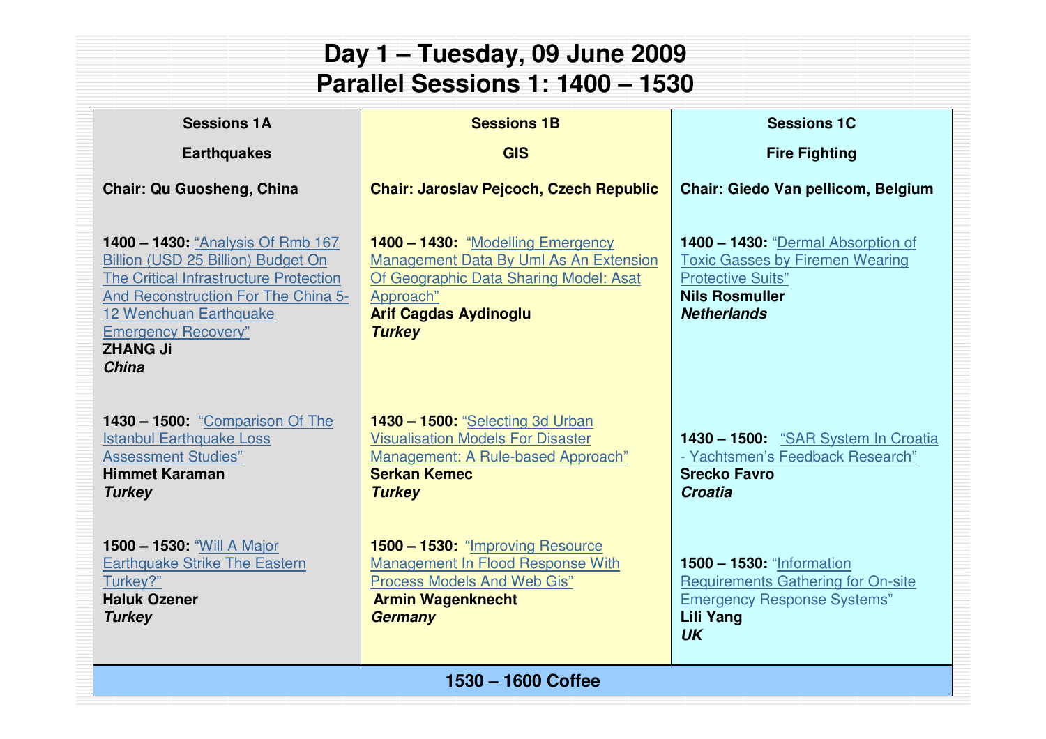# Day 1 – Tuesday, 09 June 2009
# Parallel Sessions 1: 1400 – 1530

| Sessions 1A | Sessions 1B | Sessions 1C |
|---|---|---|
| **Earthquakes** | **GIS** | **Fire Fighting** |
| **Chair: Qu Guosheng, China** | **Chair: Jaroslav Pejcoch, Czech Republic** | **Chair: Giedo Van pellicom, Belgium** |
| **1400 – 1430:** “Analysis Of Rmb 167 Billion (USD 25 Billion) Budget On The Critical Infrastructure Protection And Reconstruction For The China 5-12 Wenchuan Earthquake Emergency Recovery” **ZHANG Ji** ***China*** | **1400 – 1430:** “Modelling Emergency Management Data By Uml As An Extension Of Geographic Data Sharing Model: Asat Approach” **Arif Cagdas Aydinoglu** ***Turkey*** | **1400 – 1430:** “Dermal Absorption of Toxic Gasses by Firemen Wearing Protective Suits” **Nils Rosmuller** ***Netherlands*** |
| **1430 – 1500:** “Comparison Of The Istanbul Earthquake Loss Assessment Studies” **Himmet Karaman** ***Turkey*** | **1430 – 1500:** “Selecting 3d Urban Visualisation Models For Disaster Management: A Rule-based Approach” **Serkan Kemec** ***Turkey*** | **1430 – 1500:** “SAR System In Croatia - Yachtsmen’s Feedback Research” **Srecko Favro** ***Croatia*** |
| **1500 – 1530:** “Will A Major Earthquake Strike The Eastern Turkey?” **Haluk Ozener** ***Turkey*** | **1500 – 1530:** “Improving Resource Management In Flood Response With Process Models And Web Gis” **Armin Wagenknecht** ***Germany*** | **1500 – 1530:** “Information Requirements Gathering for On-site Emergency Response Systems” **Lili Yang** ***UK*** |

**1530 – 1600 Coffee**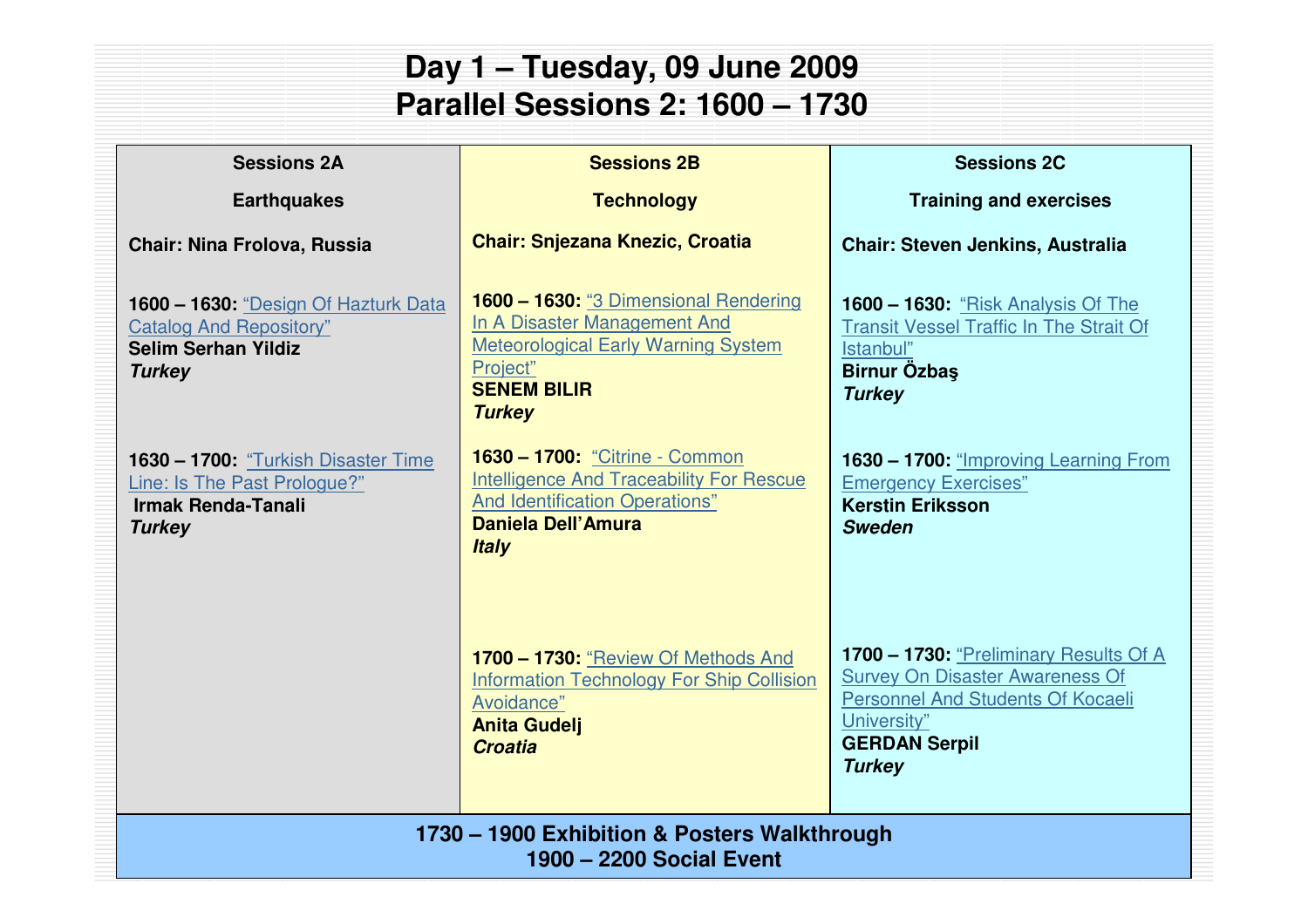# Day 1 – Tuesday, 09 June 2009
# Parallel Sessions 2: 1600 – 1730

| Sessions 2A<br><br>Earthquakes | Sessions 2B<br><br>Technology | Sessions 2C<br><br>Training and exercises |
|---|---|---|
| **Chair: Nina Frolova, Russia** | **Chair: Snjezana Knezic, Croatia** | **Chair: Steven Jenkins, Australia** |
| **1600 – 1630:** "Design Of Hazturk Data Catalog And Repository"<br>**Selim Serhan Yildiz**<br>***Turkey*** | **1600 – 1630:** "3 Dimensional Rendering In A Disaster Management And Meteorological Early Warning System Project"<br>**SENEM BILIR**<br>***Turkey*** | **1600 – 1630:** "Risk Analysis Of The Transit Vessel Traffic In The Strait Of Istanbul"<br>**Birnur Özbaş**<br>***Turkey*** |
| **1630 – 1700:** "Turkish Disaster Time Line: Is The Past Prologue?"<br>**Irmak Renda-Tanali**<br>***Turkey*** | **1630 – 1700:** "Citrine - Common Intelligence And Traceability For Rescue And Identification Operations"<br>**Daniela Dell'Amura**<br>***Italy*** | **1630 – 1700:** "Improving Learning From Emergency Exercises"<br>**Kerstin Eriksson**<br>***Sweden*** |
| | **1700 – 1730:** "Review Of Methods And Information Technology For Ship Collision Avoidance"<br>**Anita Gudelj**<br>***Croatia*** | **1700 – 1730:** "Preliminary Results Of A Survey On Disaster Awareness Of Personnel And Students Of Kocaeli University"<br>**GERDAN Serpil**<br>***Turkey*** |

**1730 – 1900 Exhibition & Posters Walkthrough**
**1900 – 2200 Social Event**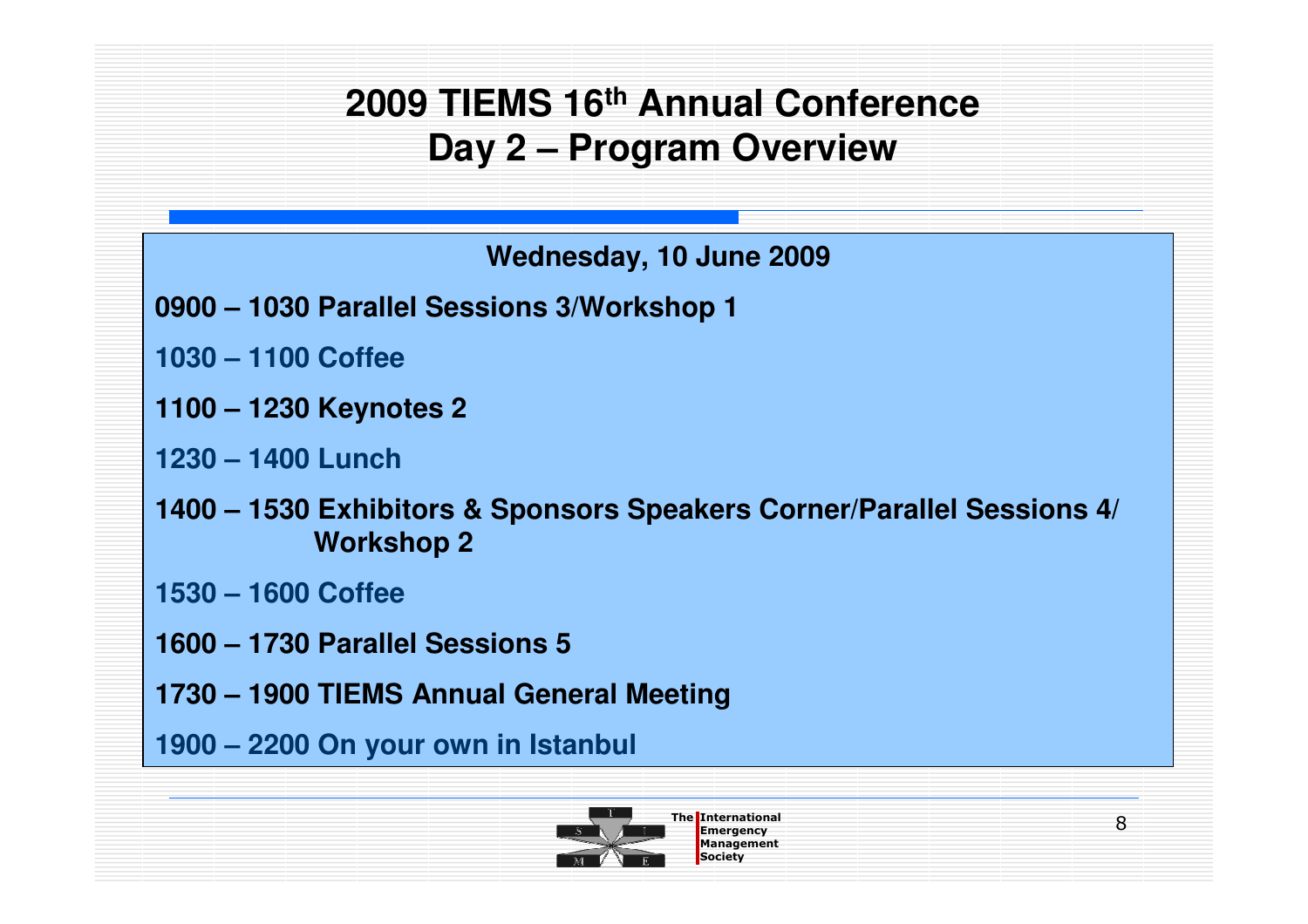# 2009 TIEMS 16th Annual Conference
# Day 2 – Program Overview

**Wednesday, 10 June 2009**

**0900 – 1030 Parallel Sessions 3/Workshop 1**

**1030 – 1100 Coffee**

**1100 – 1230 Keynotes 2**

**1230 – 1400 Lunch**

**1400 – 1530 Exhibitors & Sponsors Speakers Corner/Parallel Sessions 4/ Workshop 2**

**1530 – 1600 Coffee**

**1600 – 1730 Parallel Sessions 5**

**1730 – 1900 TIEMS Annual General Meeting**

**1900 – 2200 On your own in Istanbul**

The International Emergency Management Society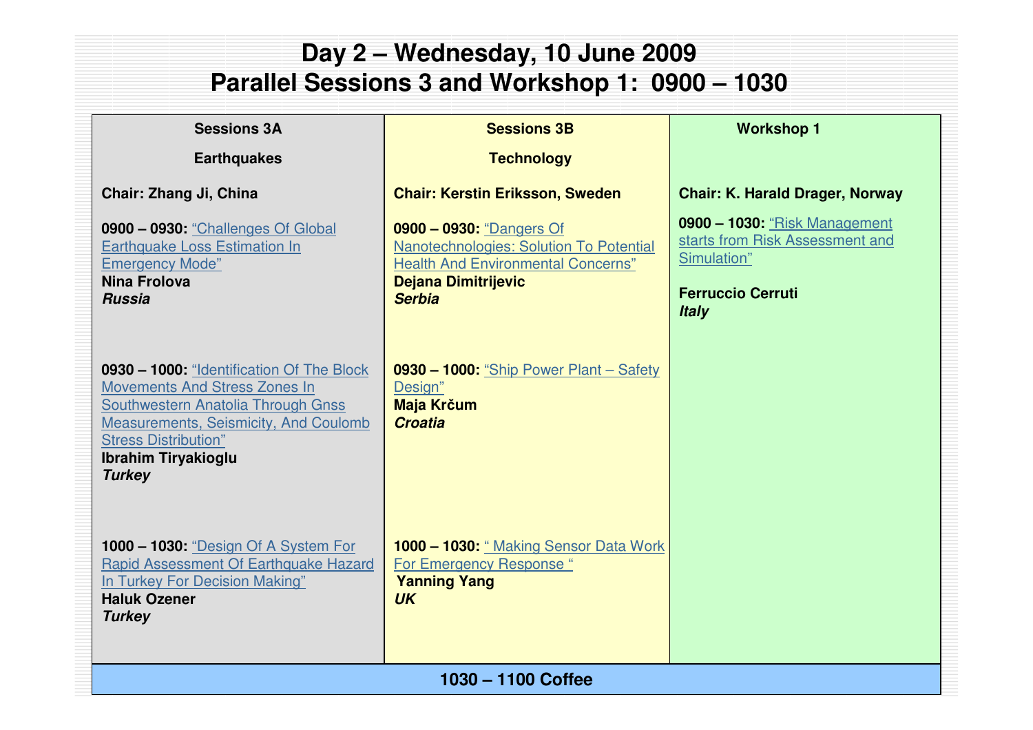# Day 2 – Wednesday, 10 June 2009
# Parallel Sessions 3 and Workshop 1: 0900 – 1030

| **Sessions 3A**<br><br>**Earthquakes** | **Sessions 3B**<br><br>**Technology** | **Workshop 1** |
|---|---|---|
| **Chair: Zhang Ji, China** | **Chair: Kerstin Eriksson, Sweden** | **Chair: K. Harald Drager, Norway** |
| **0900 – 0930:** "Challenges Of Global Earthquake Loss Estimation In Emergency Mode"<br>**Nina Frolova**<br>***Russia*** | **0900 – 0930:** "Dangers Of Nanotechnologies: Solution To Potential Health And Environmental Concerns"<br>**Dejana Dimitrijevic**<br>***Serbia*** | **0900 – 1030:** "Risk Management starts from Risk Assessment and Simulation"<br><br>**Ferruccio Cerruti**<br>***Italy*** |
| **0930 – 1000:** "Identification Of The Block Movements And Stress Zones In Southwestern Anatolia Through Gnss Measurements, Seismicity, And Coulomb Stress Distribution"<br>**Ibrahim Tiryakioglu**<br>***Turkey*** | **0930 – 1000:** "Ship Power Plant – Safety Design"<br>**Maja Krčum**<br>***Croatia*** | |
| **1000 – 1030:** "Design Of A System For Rapid Assessment Of Earthquake Hazard In Turkey For Decision Making"<br>**Haluk Ozener**<br>***Turkey*** | **1000 – 1030:** " Making Sensor Data Work For Emergency Response "<br>**Yanning Yang**<br>***UK*** | |
| **1030 – 1100 Coffee** | | |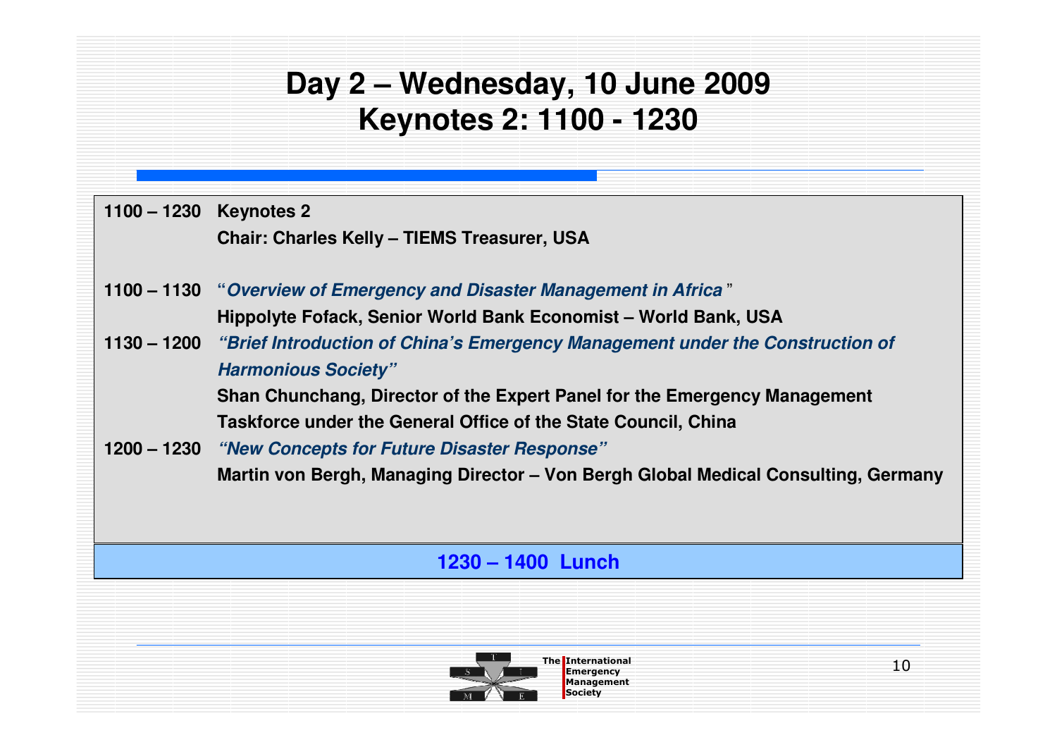# Day 2 – Wednesday, 10 June 2009
# Keynotes 2: 1100 - 1230

**1100 – 1230 Keynotes 2**

**Chair: Charles Kelly – TIEMS Treasurer, USA**

**1100 – 1130** ***"Overview of Emergency and Disaster Management in Africa"***

**Hippolyte Fofack, Senior World Bank Economist – World Bank, USA**

**1130 – 1200** ***"Brief Introduction of China's Emergency Management under the Construction of Harmonious Society"***

**Shan Chunchang, Director of the Expert Panel for the Emergency Management Taskforce under the General Office of the State Council, China**

**1200 – 1230** ***"New Concepts for Future Disaster Response"***

**Martin von Bergh, Managing Director – Von Bergh Global Medical Consulting, Germany**

**1230 – 1400 Lunch**

The International Emergency Management Society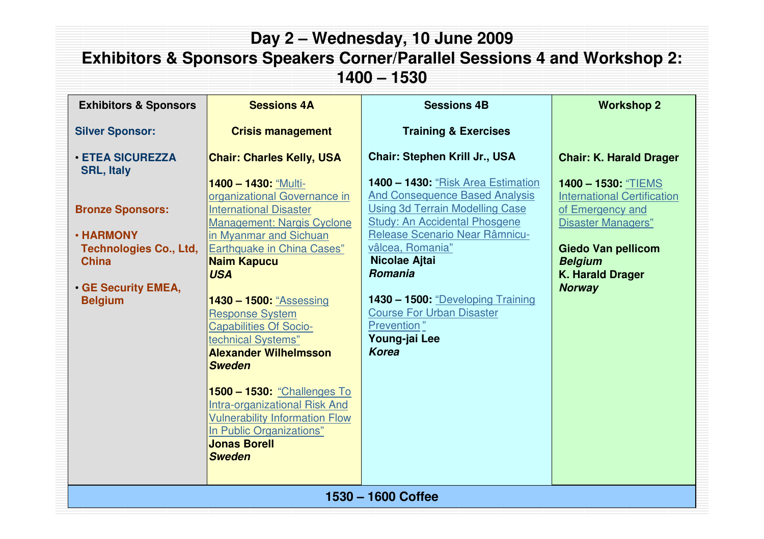# Day 2 – Wednesday, 10 June 2009
# Exhibitors & Sponsors Speakers Corner/Parallel Sessions 4 and Workshop 2: 1400 – 1530

| Exhibitors & Sponsors | Sessions 4A | Sessions 4B | Workshop 2 |
|---|---|---|---|
| **Silver Sponsor:**<br><br>• **ETEA SICUREZZA SRL, Italy**<br><br>**Bronze Sponsors:**<br><br>• **HARMONY Technologies Co., Ltd, China**<br><br>• **GE Security EMEA, Belgium** | **Crisis management**<br><br>**Chair: Charles Kelly, USA**<br><br>**1400 – 1430:** "Multi-organizational Governance in International Disaster Management: Nargis Cyclone in Myanmar and Sichuan Earthquake in China Cases"<br>**Naim Kapucu**<br>***USA***<br><br>**1430 – 1500:** "Assessing Response System Capabilities Of Socio-technical Systems"<br>**Alexander Wilhelmsson**<br>***Sweden***<br><br>**1500 – 1530:** "Challenges To Intra-organizational Risk And Vulnerability Information Flow In Public Organizations"<br>**Jonas Borell**<br>***Sweden*** | **Training & Exercises**<br><br>**Chair: Stephen Krill Jr., USA**<br><br>**1400 – 1430:** "Risk Area Estimation And Consequence Based Analysis Using 3d Terrain Modelling Case Study: An Accidental Phosgene Release Scenario Near Râmnicu-vâlcea, Romania"<br>**Nicolae Ajtai**<br>***Romania***<br><br>**1430 – 1500:** "Developing Training Course For Urban Disaster Prevention"<br>**Young-jai Lee**<br>***Korea*** | **Chair: K. Harald Drager**<br><br>**1400 – 1530:** "TIEMS International Certification of Emergency and Disaster Managers"<br><br>**Giedo Van pellicom**<br>***Belgium***<br>**K. Harald Drager**<br>***Norway*** |

**1530 – 1600 Coffee**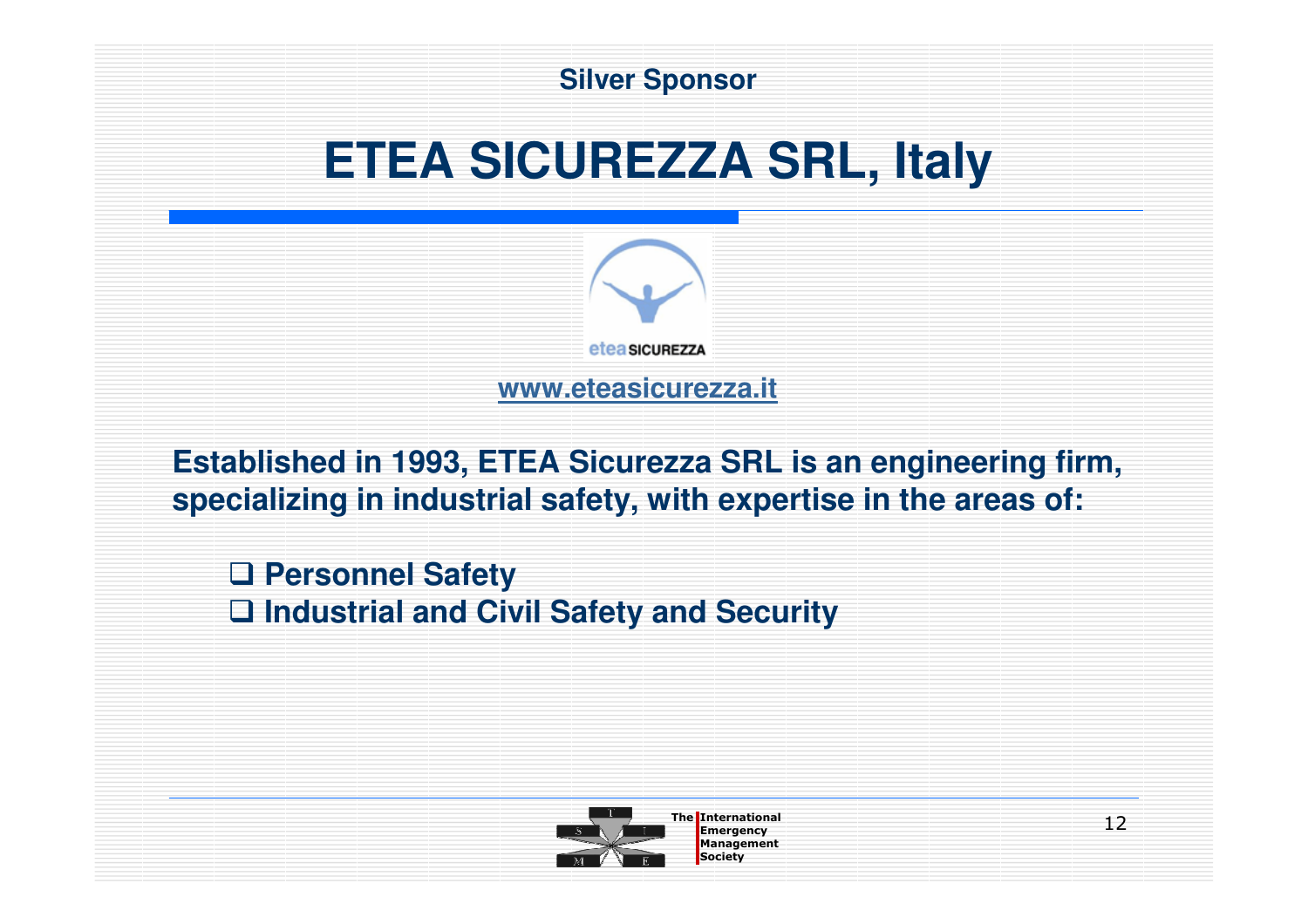Silver Sponsor

# ETEA SICUREZZA SRL, Italy

etea SICUREZZA

www.eteasicurezza.it

**Established in 1993, ETEA Sicurezza SRL is an engineering firm, specializing in industrial safety, with expertise in the areas of:**

- **Personnel Safety**
- **Industrial and Civil Safety and Security**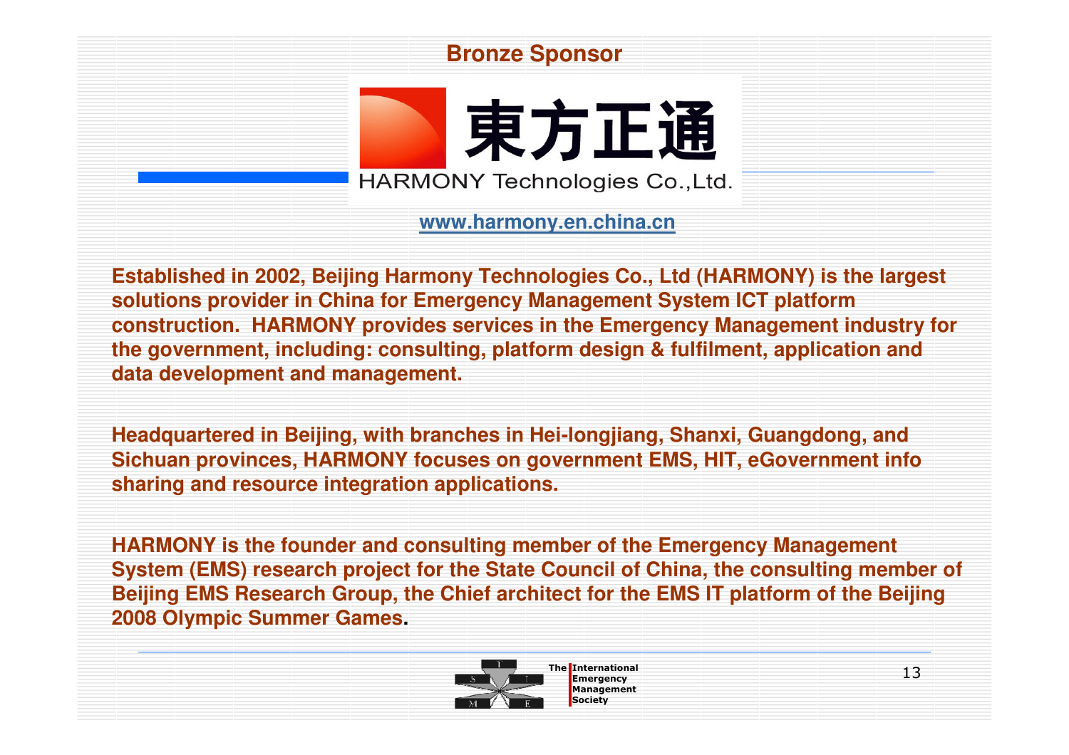## Bronze Sponsor

東方正通

HARMONY Technologies Co.,Ltd.

www.harmony.en.china.cn

**Established in 2002, Beijing Harmony Technologies Co., Ltd (HARMONY) is the largest solutions provider in China for Emergency Management System ICT platform construction. HARMONY provides services in the Emergency Management industry for the government, including: consulting, platform design & fulfilment, application and data development and management.**

**Headquartered in Beijing, with branches in Hei-longjiang, Shanxi, Guangdong, and Sichuan provinces, HARMONY focuses on government EMS, HIT, eGovernment info sharing and resource integration applications.**

**HARMONY is the founder and consulting member of the Emergency Management System (EMS) research project for the State Council of China, the consulting member of Beijing EMS Research Group, the Chief architect for the EMS IT platform of the Beijing 2008 Olympic Summer Games.**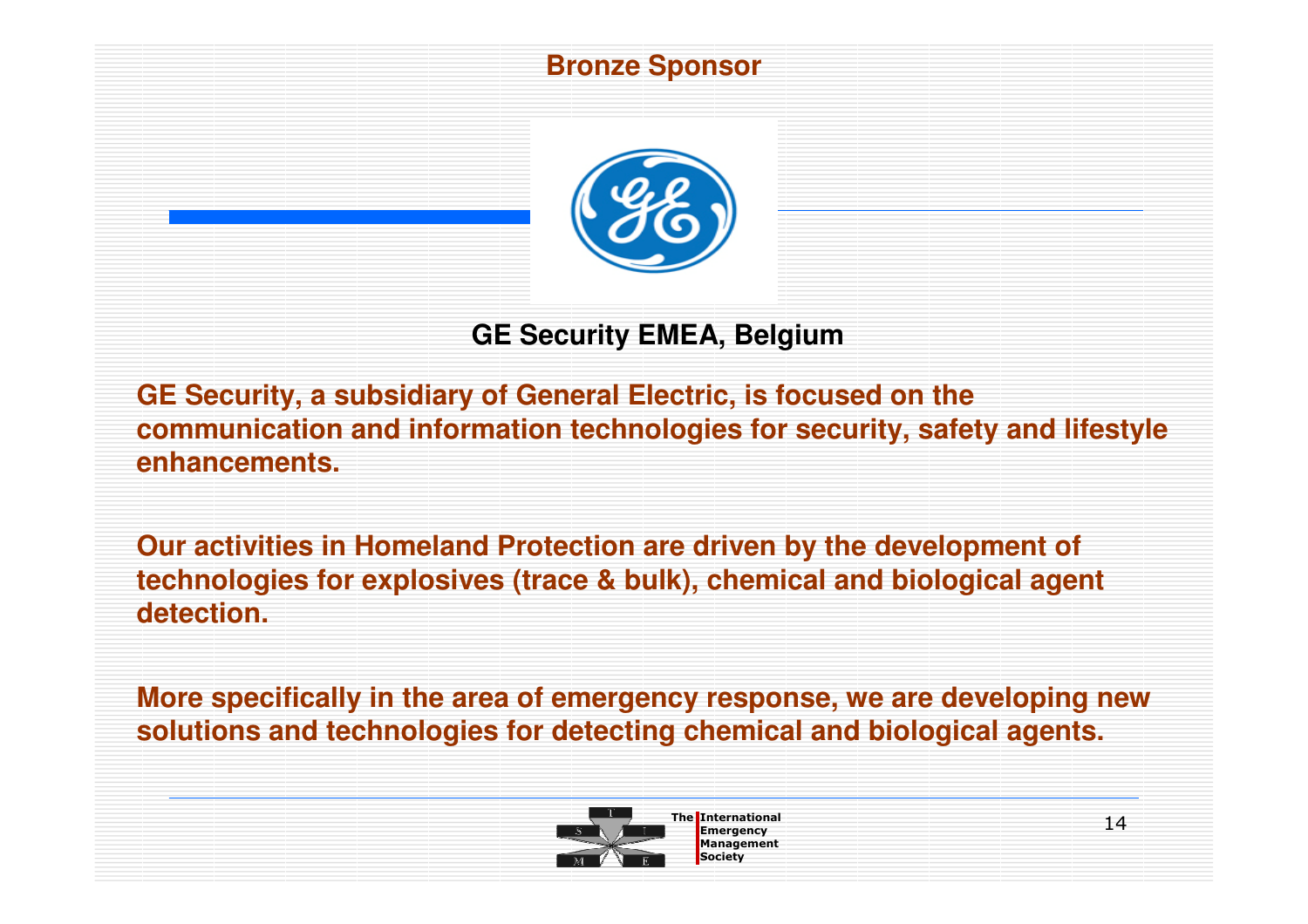## Bronze Sponsor

### GE Security EMEA, Belgium

**GE Security, a subsidiary of General Electric, is focused on the communication and information technologies for security, safety and lifestyle enhancements.**

**Our activities in Homeland Protection are driven by the development of technologies for explosives (trace & bulk), chemical and biological agent detection.**

**More specifically in the area of emergency response, we are developing new solutions and technologies for detecting chemical and biological agents.**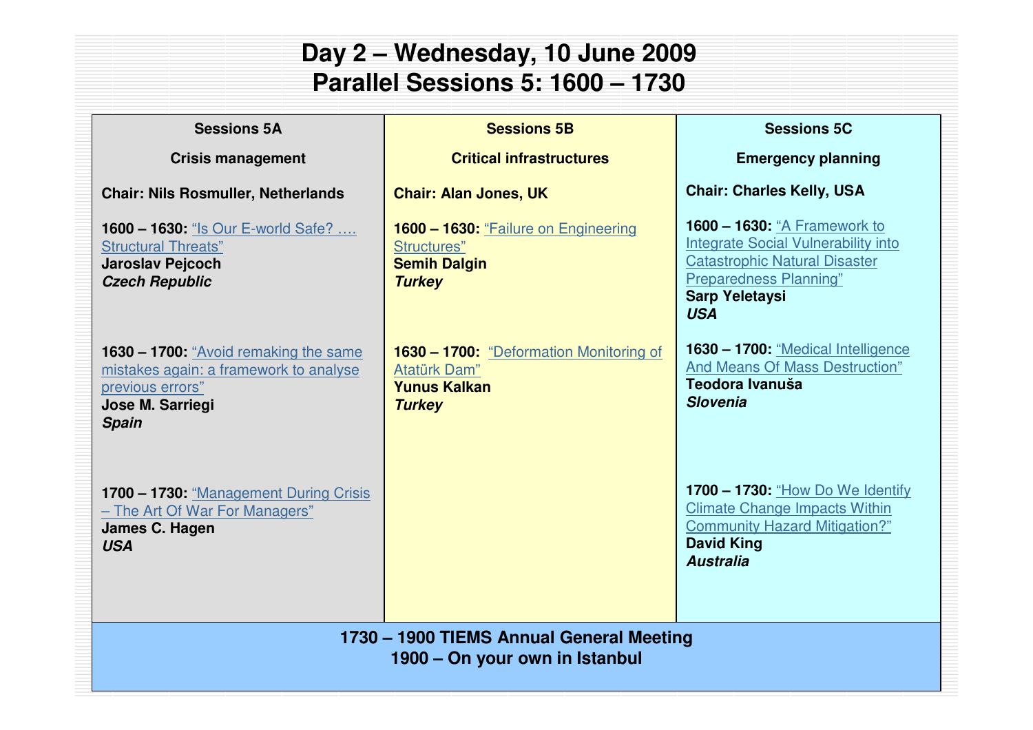# Day 2 – Wednesday, 10 June 2009
# Parallel Sessions 5: 1600 – 1730

| Sessions 5A | Sessions 5B | Sessions 5C |
|---|---|---|
| **Crisis management** | **Critical infrastructures** | **Emergency planning** |
| **Chair: Nils Rosmuller, Netherlands** | **Chair: Alan Jones, UK** | **Chair: Charles Kelly, USA** |
| **1600 – 1630:** "Is Our E-world Safe? …. Structural Threats" **Jaroslav Pejcoch** ***Czech Republic*** | **1600 – 1630:** "Failure on Engineering Structures" **Semih Dalgin** ***Turkey*** | **1600 – 1630:** "A Framework to Integrate Social Vulnerability into Catastrophic Natural Disaster Preparedness Planning" **Sarp Yeletaysi** ***USA*** |
| **1630 – 1700:** "Avoid remaking the same mistakes again: a framework to analyse previous errors" **Jose M. Sarriegi** ***Spain*** | **1630 – 1700:** "Deformation Monitoring of Atatürk Dam" **Yunus Kalkan** ***Turkey*** | **1630 – 1700:** "Medical Intelligence And Means Of Mass Destruction" **Teodora Ivanuša** ***Slovenia*** |
| **1700 – 1730:** "Management During Crisis – The Art Of War For Managers" **James C. Hagen** ***USA*** | | **1700 – 1730:** "How Do We Identify Climate Change Impacts Within Community Hazard Mitigation?" **David King** ***Australia*** |

**1730 – 1900 TIEMS Annual General Meeting**
**1900 – On your own in Istanbul**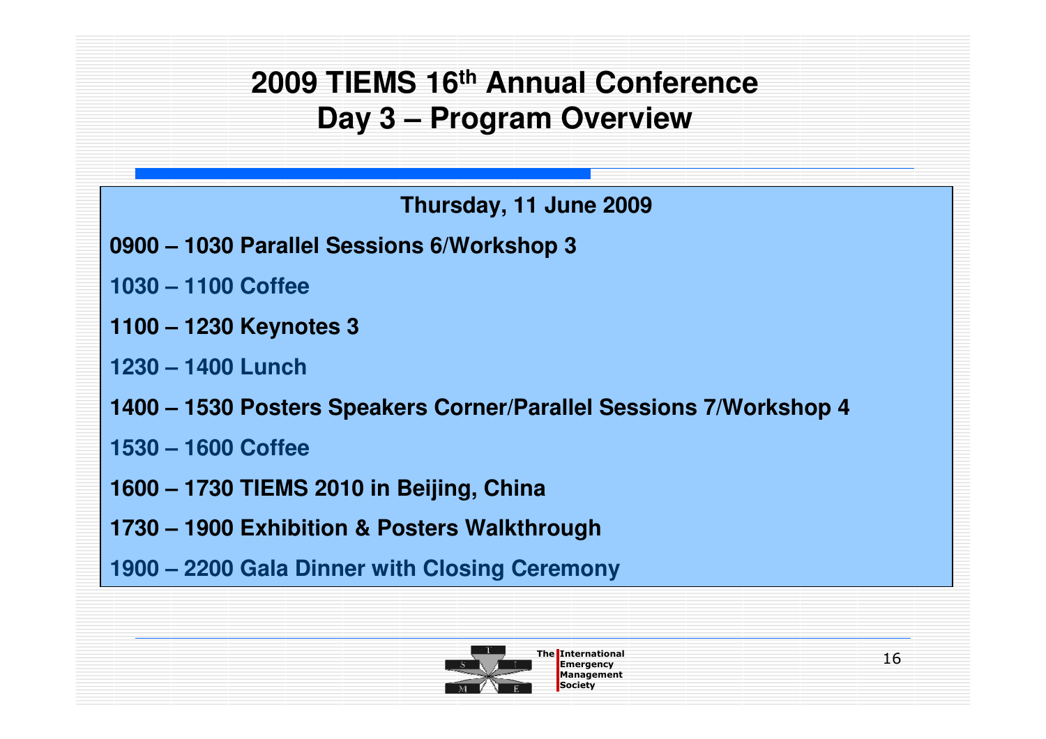# 2009 TIEMS 16th Annual Conference
# Day 3 – Program Overview

**Thursday, 11 June 2009**

**0900 – 1030 Parallel Sessions 6/Workshop 3**

**1030 – 1100 Coffee**

**1100 – 1230 Keynotes 3**

**1230 – 1400 Lunch**

**1400 – 1530 Posters Speakers Corner/Parallel Sessions 7/Workshop 4**

**1530 – 1600 Coffee**

**1600 – 1730 TIEMS 2010 in Beijing, China**

**1730 – 1900 Exhibition & Posters Walkthrough**

**1900 – 2200 Gala Dinner with Closing Ceremony**

The International Emergency Management Society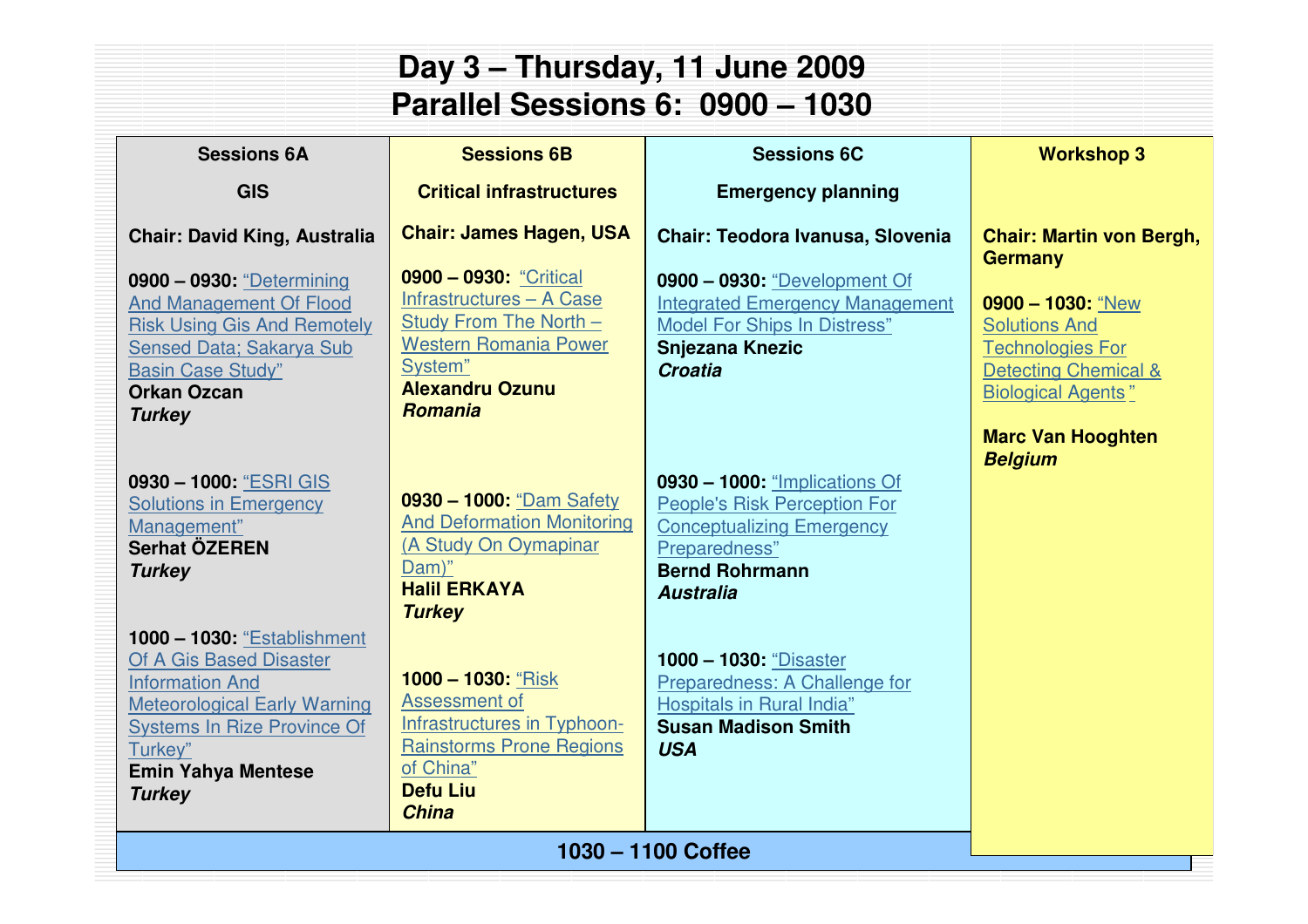# Day 3 – Thursday, 11 June 2009
## Parallel Sessions 6: 0900 – 1030

| Sessions 6A | Sessions 6B | Sessions 6C | Workshop 3 |
|---|---|---|---|
| **GIS** | **Critical infrastructures** | **Emergency planning** | |
| **Chair: David King, Australia** | **Chair: James Hagen, USA** | **Chair: Teodora Ivanusa, Slovenia** | **Chair: Martin von Bergh, Germany** |
| **0900 – 0930:** "Determining And Management Of Flood Risk Using Gis And Remotely Sensed Data; Sakarya Sub Basin Case Study" **Orkan Ozcan** ***Turkey*** | **0900 – 0930:** "Critical Infrastructures – A Case Study From The North – Western Romania Power System" **Alexandru Ozunu** ***Romania*** | **0900 – 0930:** "Development Of Integrated Emergency Management Model For Ships In Distress" **Snjezana Knezic** ***Croatia*** | **0900 – 1030:** "New Solutions And Technologies For Detecting Chemical & Biological Agents" **Marc Van Hooghten** ***Belgium*** |
| **0930 – 1000:** "ESRI GIS Solutions in Emergency Management" **Serhat ÖZEREN** ***Turkey*** | **0930 – 1000:** "Dam Safety And Deformation Monitoring (A Study On Oymapinar Dam)" **Halil ERKAYA** ***Turkey*** | **0930 – 1000:** "Implications Of People's Risk Perception For Conceptualizing Emergency Preparedness" **Bernd Rohrmann** ***Australia*** | |
| **1000 – 1030:** "Establishment Of A Gis Based Disaster Information And Meteorological Early Warning Systems In Rize Province Of Turkey" **Emin Yahya Mentese** ***Turkey*** | **1000 – 1030:** "Risk Assessment of Infrastructures in Typhoon-Rainstorms Prone Regions of China" **Defu Liu** ***China*** | **1000 – 1030:** "Disaster Preparedness: A Challenge for Hospitals in Rural India" **Susan Madison Smith** ***USA*** | |

**1030 – 1100 Coffee**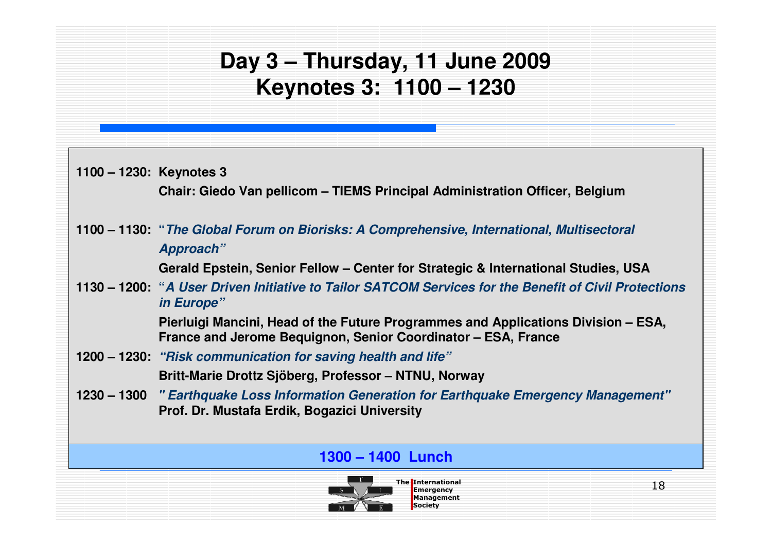# Day 3 – Thursday, 11 June 2009
# Keynotes 3: 1100 – 1230

**1100 – 1230: Keynotes 3**

**Chair: Giedo Van pellicom – TIEMS Principal Administration Officer, Belgium**

**1100 – 1130:** ***"The Global Forum on Biorisks: A Comprehensive, International, Multisectoral Approach"***

**Gerald Epstein, Senior Fellow – Center for Strategic & International Studies, USA**

**1130 – 1200:** ***"A User Driven Initiative to Tailor SATCOM Services for the Benefit of Civil Protections in Europe"***

**Pierluigi Mancini, Head of the Future Programmes and Applications Division – ESA, France and Jerome Bequignon, Senior Coordinator – ESA, France**

**1200 – 1230:** ***"Risk communication for saving health and life"***

**Britt-Marie Drottz Sjöberg, Professor – NTNU, Norway**

**1230 – 1300** ***" Earthquake Loss Information Generation for Earthquake Emergency Management"***
**Prof. Dr. Mustafa Erdik, Bogazici University**

**1300 – 1400 Lunch**

The International Emergency Management Society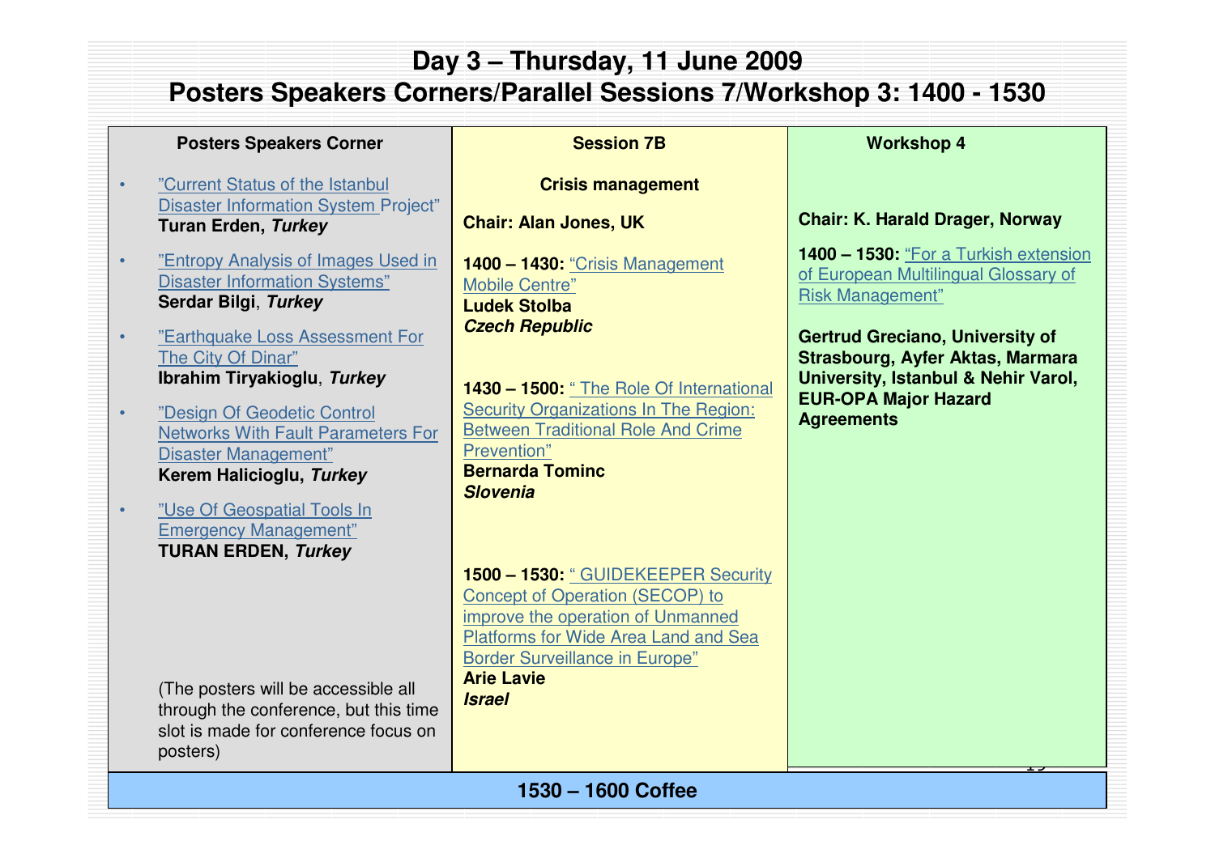# Day 3 – Thursday, 11 June 2009

## Posters Speakers Corners/Parallel Sessions 7/Workshop 3: 1400 - 1530

| Posters Speakers Corner | Session 7B | Workshop 4 |
|---|---|---|
| • ”Current Status of the Istanbul Disaster Information System Project” **Turan Erden, *Turkey*** <br> • ”Entropy Analysis of Images Used in Disaster Information Systems” **Serdar Bilgi**, ***Turkey*** <br> • ”Earthquake Loss Assessment For The City Of Dinar” **Ibrahim Tiryakioglu**, ***Turkey*** <br> • ”Design Of Geodetic Control Networks With Fault Parameters For Disaster Management” **Kerem Halicioglu, *Turkey*** <br> • ”Use Of Geospatial Tools In Emergency Management” **TURAN ERDEN, *Turkey*** <br><br> (The posters will be accessible all through the conference, but this time slot is made for conference focus on posters) | **Crisis management** <br><br> **Chair: Alan Jones, UK** <br><br> **1400 – 1430:** “Crisis Management Mobile Centre” **Ludek Stolba** ***Czech Republic*** <br><br> **1430 – 1500:** “ The Role Of International Security Organizations In The Region: Between Traditional Role And Crime Prevention” **Bernarda Tominc** ***Slovenia*** <br><br> **1500 – 1530:** “ GUIDEKEEPER Security Concept of Operation (SECOP) to improve the operation of Unmanned Platforms for Wide Area Land and Sea Border Surveillance in Europe” **Arie Lavie** ***Israel*** | **Chair: K. Harald Drager, Norway** <br><br> **1400 – 1530:** “For a Turkish extension of European Multilingual Glossary of Risk Management” <br><br> **Gertrud Greciano, University of Strasbourg, Ayfer Aktas, Marmara University, Istanbul & Nehir Varol, EUR-OPA Major Hazard Agreements** |

**1530 – 1600 Coffee**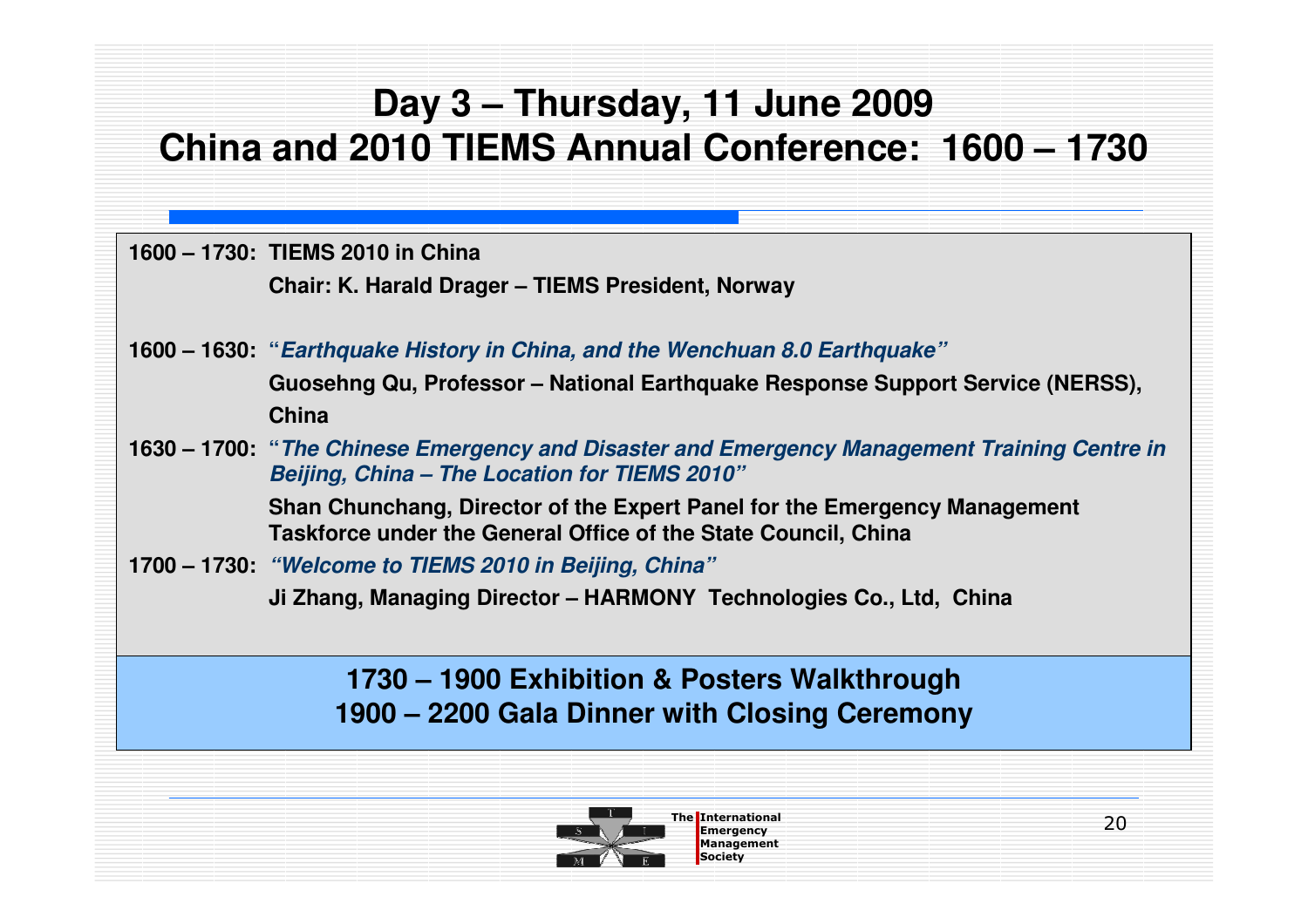# Day 3 – Thursday, 11 June 2009
# China and 2010 TIEMS Annual Conference: 1600 – 1730

**1600 – 1730: TIEMS 2010 in China**

**Chair: K. Harald Drager – TIEMS President, Norway**

**1600 – 1630: "*Earthquake History in China, and the Wenchuan 8.0 Earthquake*"**

**Guosehng Qu, Professor – National Earthquake Response Support Service (NERSS), China**

**1630 – 1700: "*The Chinese Emergency and Disaster and Emergency Management Training Centre in Beijing, China – The Location for TIEMS 2010*"**

**Shan Chunchang, Director of the Expert Panel for the Emergency Management Taskforce under the General Office of the State Council, China**

**1700 – 1730: *"Welcome to TIEMS 2010 in Beijing, China"***

**Ji Zhang, Managing Director – HARMONY Technologies Co., Ltd, China**

**1730 – 1900 Exhibition & Posters Walkthrough**
**1900 – 2200 Gala Dinner with Closing Ceremony**

The International Emergency Management Society